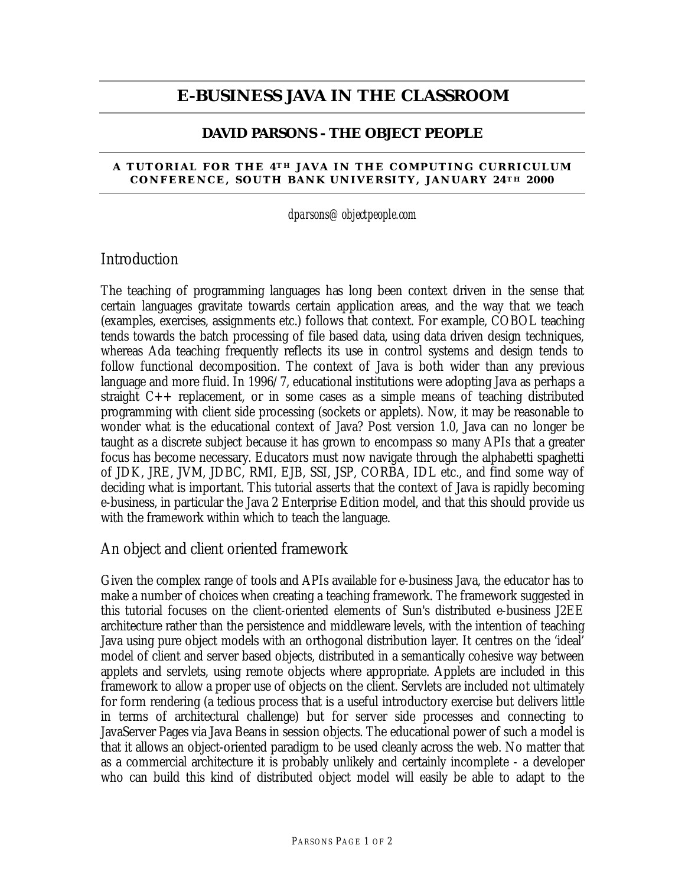# E-BUSINESS JAVA IN THE CLASSROOM

## DAVID PARSONS - THE OBJECT PEOPLE

### A TUTORIAL FOR THE 4TH JAVA IN THE COMPUTING CURRICULUM CONFERENCE, SOUTH BANK UNIVERSITY, JANUARY 24TH 2000

*dparsons@objectpeople.com*

## Introduction

The teaching of programming languages has long been context driven in the sense that certain languages gravitate towards certain application areas, and the way that we teach (examples, exercises, assignments etc.) follows that context. For example, COBOL teaching tends towards the batch processing of file based data, using data driven design techniques, whereas Ada teaching frequently reflects its use in control systems and design tends to follow functional decomposition. The context of Java is both wider than any previous language and more fluid. In 1996/7, educational institutions were adopting Java as perhaps a straight C++ replacement, or in some cases as a simple means of teaching distributed programming with client side processing (sockets or applets). Now, it may be reasonable to wonder what is the educational context of Java? Post version 1.0, Java can no longer be taught as a discrete subject because it has grown to encompass so many APIs that a greater focus has become necessary. Educators must now navigate through the alphabetti spaghetti of JDK, JRE, JVM, JDBC, RMI, EJB, SSI, JSP, CORBA, IDL etc., and find some way of deciding what is important. This tutorial asserts that the context of Java is rapidly becoming e-business, in particular the Java 2 Enterprise Edition model, and that this should provide us with the framework within which to teach the language.

## An object and client oriented framework

Given the complex range of tools and APIs available for e-business Java, the educator has to make a number of choices when creating a teaching framework. The framework suggested in this tutorial focuses on the client-oriented elements of Sun's distributed e-business J2EE architecture rather than the persistence and middleware levels, with the intention of teaching Java using pure object models with an orthogonal distribution layer. It centres on the 'ideal' model of client and server based objects, distributed in a semantically cohesive way between applets and servlets, using remote objects where appropriate. Applets are included in this framework to allow a proper use of objects on the client. Servlets are included not ultimately for form rendering (a tedious process that is a useful introductory exercise but delivers little in terms of architectural challenge) but for server side processes and connecting to JavaServer Pages via Java Beans in session objects. The educational power of such a model is that it allows an object-oriented paradigm to be used cleanly across the web. No matter that as a commercial architecture it is probably unlikely and certainly incomplete - a developer who can build this kind of distributed object model will easily be able to adapt to the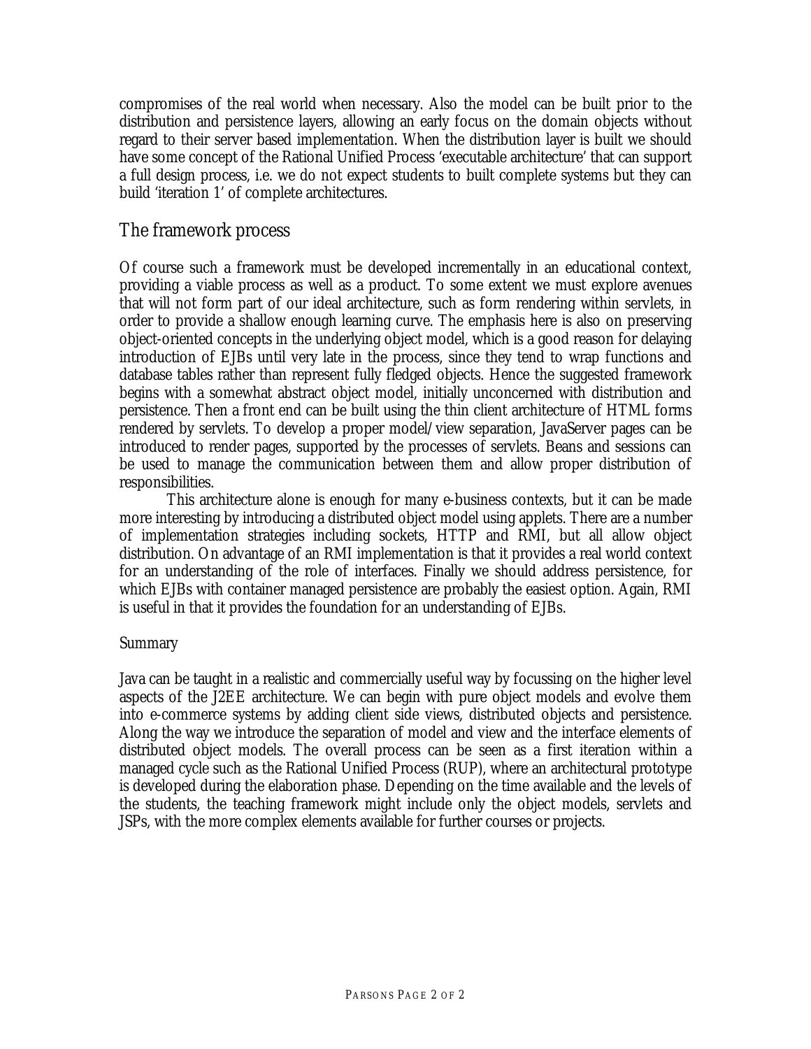compromises of the real world when necessary. Also the model can be built prior to the distribution and persistence layers, allowing an early focus on the domain objects without regard to their server based implementation. When the distribution layer is built we should have some concept of the Rational Unified Process 'executable architecture' that can support a full design process, i.e. we do not expect students to built complete systems but they can build 'iteration 1' of complete architectures.

## The framework process

Of course such a framework must be developed incrementally in an educational context, providing a viable process as well as a product. To some extent we must explore avenues that will not form part of our ideal architecture, such as form rendering within servlets, in order to provide a shallow enough learning curve. The emphasis here is also on preserving object-oriented concepts in the underlying object model, which is a good reason for delaying introduction of EJBs until very late in the process, since they tend to wrap functions and database tables rather than represent fully fledged objects. Hence the suggested framework begins with a somewhat abstract object model, initially unconcerned with distribution and persistence. Then a front end can be built using the thin client architecture of HTML forms rendered by servlets. To develop a proper model/view separation, JavaServer pages can be introduced to render pages, supported by the processes of servlets. Beans and sessions can be used to manage the communication between them and allow proper distribution of responsibilities.

This architecture alone is enough for many e-business contexts, but it can be made more interesting by introducing a distributed object model using applets. There are a number of implementation strategies including sockets, HTTP and RMI, but all allow object distribution. On advantage of an RMI implementation is that it provides a real world context for an understanding of the role of interfaces. Finally we should address persistence, for which EJBs with container managed persistence are probably the easiest option. Again, RMI is useful in that it provides the foundation for an understanding of EJBs.

### Summary

Java can be taught in a realistic and commercially useful way by focussing on the higher level aspects of the J2EE architecture. We can begin with pure object models and evolve them into e-commerce systems by adding client side views, distributed objects and persistence. Along the way we introduce the separation of model and view and the interface elements of distributed object models. The overall process can be seen as a first iteration within a managed cycle such as the Rational Unified Process (RUP), where an architectural prototype is developed during the elaboration phase. Depending on the time available and the levels of the students, the teaching framework might include only the object models, servlets and JSPs, with the more complex elements available for further courses or projects.